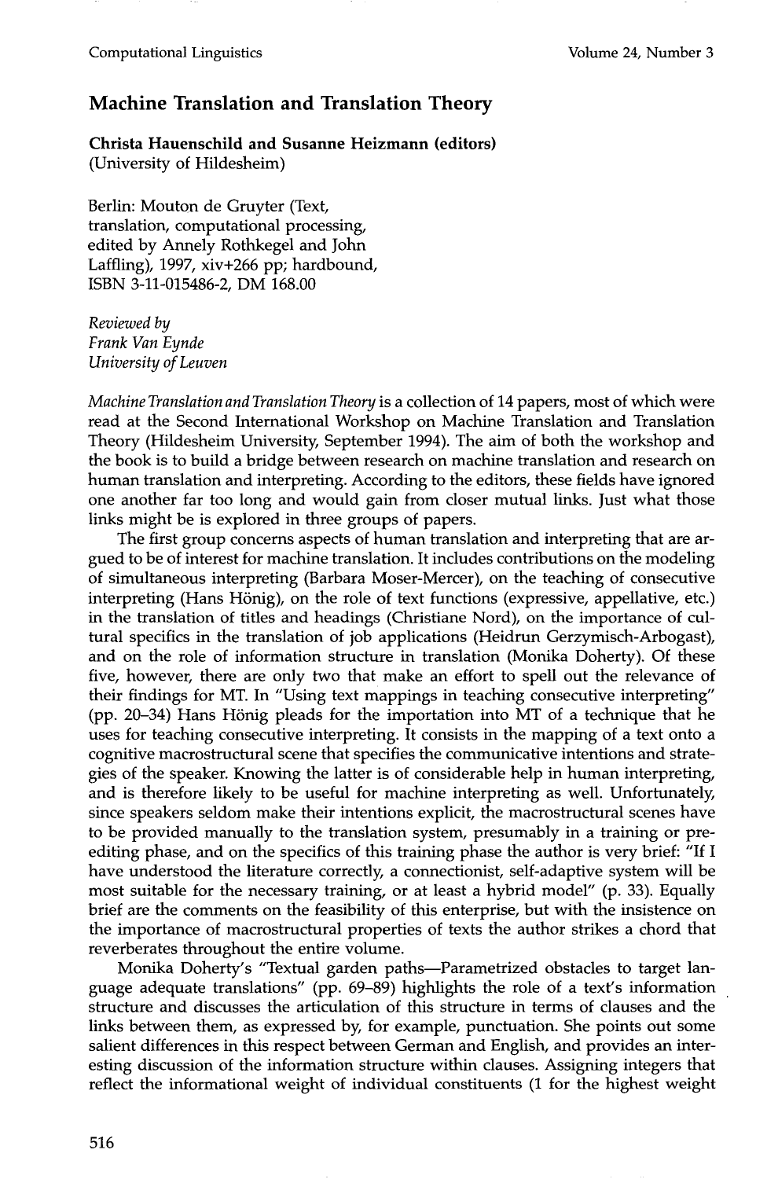# Machine Translation and Translation Theory

**Christa Hauenschild and Susanne Heizmann (editors)**
(University of Hildesheim)

Berlin: Mouton de Gruyter (Text, translation, computational processing, edited by Annely Rothkegel and John Laffling), 1997, xiv+266 pp; hardbound, ISBN 3-11-015486-2, DM 168.00

*Reviewed by*
*Frank Van Eynde*
*University of Leuven*

*Machine Translation and Translation Theory* is a collection of 14 papers, most of which were read at the Second International Workshop on Machine Translation and Translation Theory (Hildesheim University, September 1994). The aim of both the workshop and the book is to build a bridge between research on machine translation and research on human translation and interpreting. According to the editors, these fields have ignored one another far too long and would gain from closer mutual links. Just what those links might be is explored in three groups of papers.

The first group concerns aspects of human translation and interpreting that are argued to be of interest for machine translation. It includes contributions on the modeling of simultaneous interpreting (Barbara Moser-Mercer), on the teaching of consecutive interpreting (Hans Hönig), on the role of text functions (expressive, appellative, etc.) in the translation of titles and headings (Christiane Nord), on the importance of cultural specifics in the translation of job applications (Heidrun Gerzymisch-Arbogast), and on the role of information structure in translation (Monika Doherty). Of these five, however, there are only two that make an effort to spell out the relevance of their findings for MT. In "Using text mappings in teaching consecutive interpreting" (pp. 20–34) Hans Hönig pleads for the importation into MT of a technique that he uses for teaching consecutive interpreting. It consists in the mapping of a text onto a cognitive macrostructural scene that specifies the communicative intentions and strategies of the speaker. Knowing the latter is of considerable help in human interpreting, and is therefore likely to be useful for machine interpreting as well. Unfortunately, since speakers seldom make their intentions explicit, the macrostructural scenes have to be provided manually to the translation system, presumably in a training or pre-editing phase, and on the specifics of this training phase the author is very brief: "If I have understood the literature correctly, a connectionist, self-adaptive system will be most suitable for the necessary training, or at least a hybrid model" (p. 33). Equally brief are the comments on the feasibility of this enterprise, but with the insistence on the importance of macrostructural properties of texts the author strikes a chord that reverberates throughout the entire volume.

Monika Doherty's "Textual garden paths—Parametrized obstacles to target language adequate translations" (pp. 69–89) highlights the role of a text's information structure and discusses the articulation of this structure in terms of clauses and the links between them, as expressed by, for example, punctuation. She points out some salient differences in this respect between German and English, and provides an interesting discussion of the information structure within clauses. Assigning integers that reflect the informational weight of individual constituents (1 for the highest weight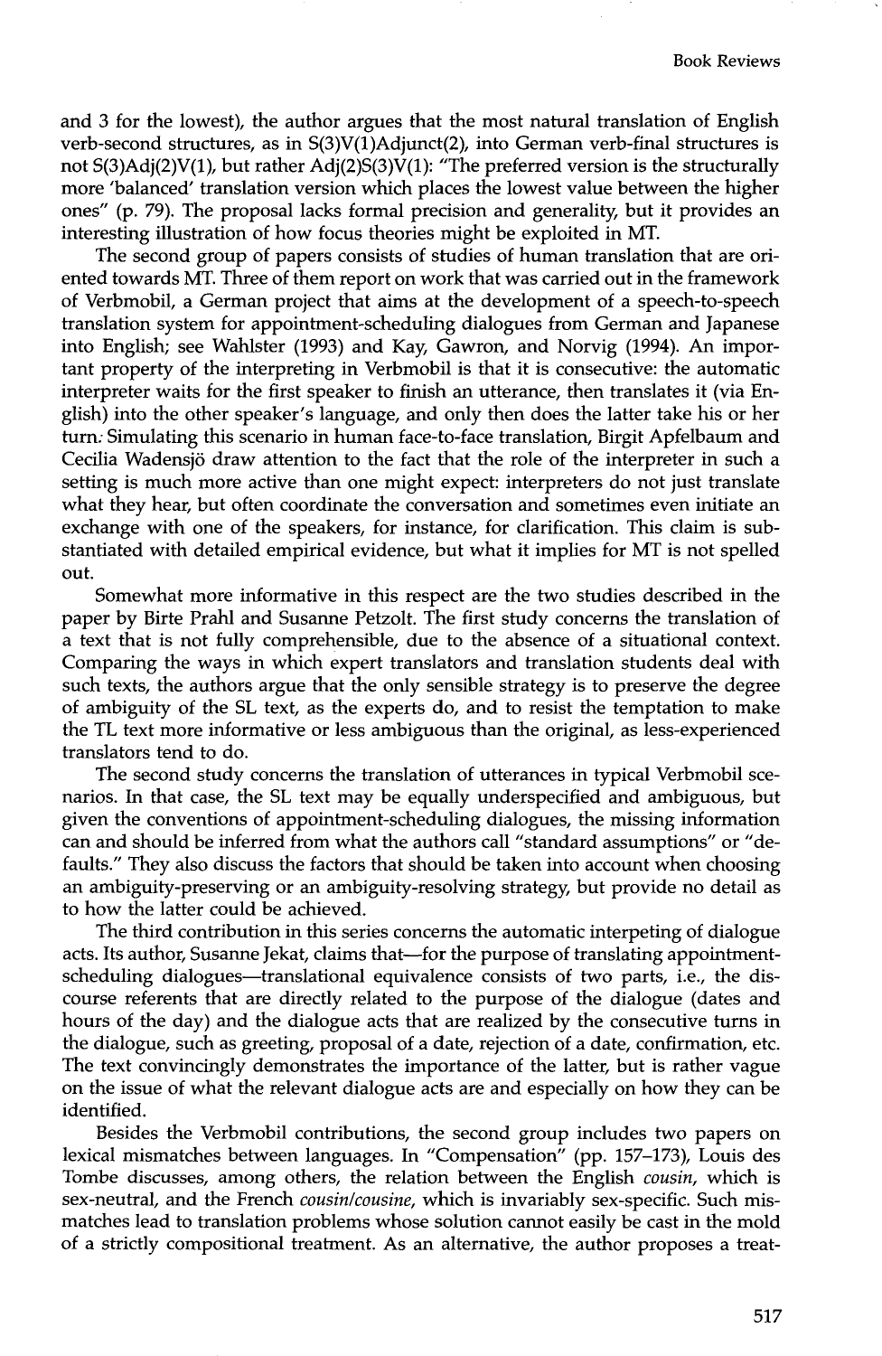and 3 for the lowest), the author argues that the most natural translation of English verb-second structures, as in S(3)V(1)Adjunct(2), into German verb-final structures is not S(3)Adj(2)V(1), but rather Adj(2)S(3)V(1): "The preferred version is the structurally more 'balanced' translation version which places the lowest value between the higher ones" (p. 79). The proposal lacks formal precision and generality, but it provides an interesting illustration of how focus theories might be exploited in MT.

The second group of papers consists of studies of human translation that are oriented towards MT. Three of them report on work that was carried out in the framework of Verbmobil, a German project that aims at the development of a speech-to-speech translation system for appointment-scheduling dialogues from German and Japanese into English; see Wahlster (1993) and Kay, Gawron, and Norvig (1994). An important property of the interpreting in Verbmobil is that it is consecutive: the automatic interpreter waits for the first speaker to finish an utterance, then translates it (via English) into the other speaker's language, and only then does the latter take his or her turn. Simulating this scenario in human face-to-face translation, Birgit Apfelbaum and Cecilia Wadensjö draw attention to the fact that the role of the interpreter in such a setting is much more active than one might expect: interpreters do not just translate what they hear, but often coordinate the conversation and sometimes even initiate an exchange with one of the speakers, for instance, for clarification. This claim is substantiated with detailed empirical evidence, but what it implies for MT is not spelled out.

Somewhat more informative in this respect are the two studies described in the paper by Birte Prahl and Susanne Petzolt. The first study concerns the translation of a text that is not fully comprehensible, due to the absence of a situational context. Comparing the ways in which expert translators and translation students deal with such texts, the authors argue that the only sensible strategy is to preserve the degree of ambiguity of the SL text, as the experts do, and to resist the temptation to make the TL text more informative or less ambiguous than the original, as less-experienced translators tend to do.

The second study concerns the translation of utterances in typical Verbmobil scenarios. In that case, the SL text may be equally underspecified and ambiguous, but given the conventions of appointment-scheduling dialogues, the missing information can and should be inferred from what the authors call "standard assumptions" or "defaults." They also discuss the factors that should be taken into account when choosing an ambiguity-preserving or an ambiguity-resolving strategy, but provide no detail as to how the latter could be achieved.

The third contribution in this series concerns the automatic interpeting of dialogue acts. Its author, Susanne Jekat, claims that—for the purpose of translating appointment-scheduling dialogues—translational equivalence consists of two parts, i.e., the discourse referents that are directly related to the purpose of the dialogue (dates and hours of the day) and the dialogue acts that are realized by the consecutive turns in the dialogue, such as greeting, proposal of a date, rejection of a date, confirmation, etc. The text convincingly demonstrates the importance of the latter, but is rather vague on the issue of what the relevant dialogue acts are and especially on how they can be identified.

Besides the Verbmobil contributions, the second group includes two papers on lexical mismatches between languages. In "Compensation" (pp. 157–173), Louis des Tombe discusses, among others, the relation between the English *cousin*, which is sex-neutral, and the French *cousin/cousine*, which is invariably sex-specific. Such mismatches lead to translation problems whose solution cannot easily be cast in the mold of a strictly compositional treatment. As an alternative, the author proposes a treat-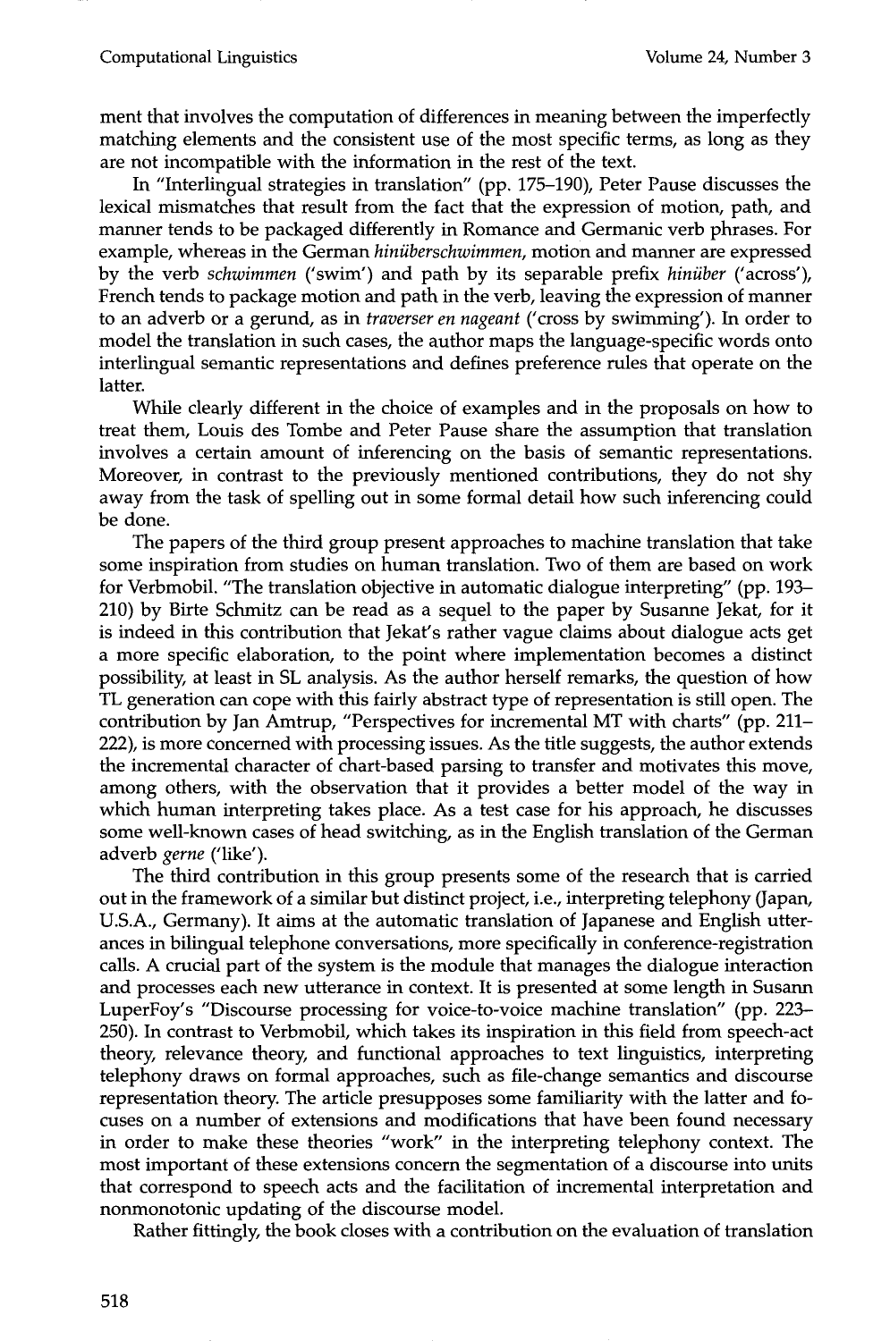ment that involves the computation of differences in meaning between the imperfectly matching elements and the consistent use of the most specific terms, as long as they are not incompatible with the information in the rest of the text.

In "Interlingual strategies in translation" (pp. 175–190), Peter Pause discusses the lexical mismatches that result from the fact that the expression of motion, path, and manner tends to be packaged differently in Romance and Germanic verb phrases. For example, whereas in the German *hinüberschwimmen*, motion and manner are expressed by the verb *schwimmen* ('swim') and path by its separable prefix *hinüber* ('across'), French tends to package motion and path in the verb, leaving the expression of manner to an adverb or a gerund, as in *traverser en nageant* ('cross by swimming'). In order to model the translation in such cases, the author maps the language-specific words onto interlingual semantic representations and defines preference rules that operate on the latter.

While clearly different in the choice of examples and in the proposals on how to treat them, Louis des Tombe and Peter Pause share the assumption that translation involves a certain amount of inferencing on the basis of semantic representations. Moreover, in contrast to the previously mentioned contributions, they do not shy away from the task of spelling out in some formal detail how such inferencing could be done.

The papers of the third group present approaches to machine translation that take some inspiration from studies on human translation. Two of them are based on work for Verbmobil. "The translation objective in automatic dialogue interpreting" (pp. 193–210) by Birte Schmitz can be read as a sequel to the paper by Susanne Jekat, for it is indeed in this contribution that Jekat's rather vague claims about dialogue acts get a more specific elaboration, to the point where implementation becomes a distinct possibility, at least in SL analysis. As the author herself remarks, the question of how TL generation can cope with this fairly abstract type of representation is still open. The contribution by Jan Amtrup, "Perspectives for incremental MT with charts" (pp. 211–222), is more concerned with processing issues. As the title suggests, the author extends the incremental character of chart-based parsing to transfer and motivates this move, among others, with the observation that it provides a better model of the way in which human interpreting takes place. As a test case for his approach, he discusses some well-known cases of head switching, as in the English translation of the German adverb *gerne* ('like').

The third contribution in this group presents some of the research that is carried out in the framework of a similar but distinct project, i.e., interpreting telephony (Japan, U.S.A., Germany). It aims at the automatic translation of Japanese and English utterances in bilingual telephone conversations, more specifically in conference-registration calls. A crucial part of the system is the module that manages the dialogue interaction and processes each new utterance in context. It is presented at some length in Susann LuperFoy's "Discourse processing for voice-to-voice machine translation" (pp. 223–250). In contrast to Verbmobil, which takes its inspiration in this field from speech-act theory, relevance theory, and functional approaches to text linguistics, interpreting telephony draws on formal approaches, such as file-change semantics and discourse representation theory. The article presupposes some familiarity with the latter and focuses on a number of extensions and modifications that have been found necessary in order to make these theories "work" in the interpreting telephony context. The most important of these extensions concern the segmentation of a discourse into units that correspond to speech acts and the facilitation of incremental interpretation and nonmonotonic updating of the discourse model.

Rather fittingly, the book closes with a contribution on the evaluation of translation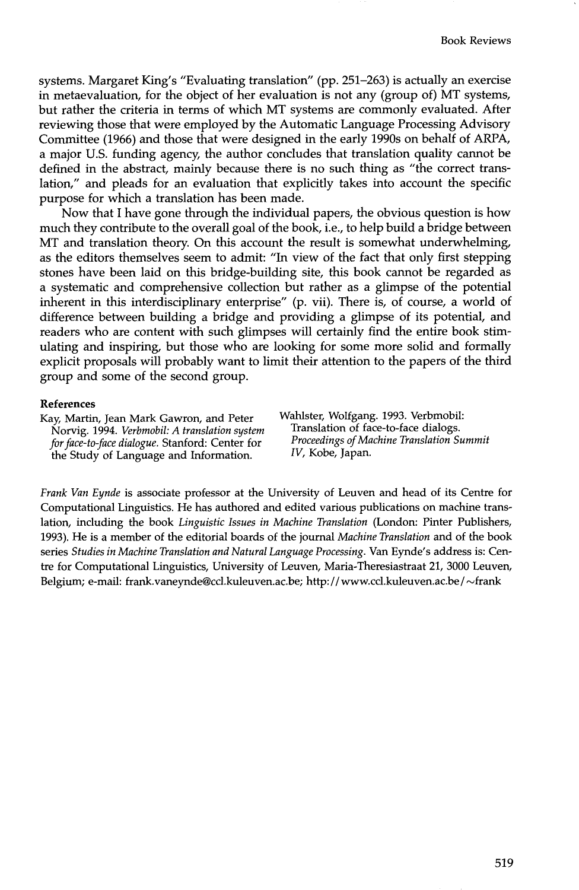systems. Margaret King's "Evaluating translation" (pp. 251–263) is actually an exercise in metaevaluation, for the object of her evaluation is not any (group of) MT systems, but rather the criteria in terms of which MT systems are commonly evaluated. After reviewing those that were employed by the Automatic Language Processing Advisory Committee (1966) and those that were designed in the early 1990s on behalf of ARPA, a major U.S. funding agency, the author concludes that translation quality cannot be defined in the abstract, mainly because there is no such thing as "the correct translation," and pleads for an evaluation that explicitly takes into account the specific purpose for which a translation has been made.

Now that I have gone through the individual papers, the obvious question is how much they contribute to the overall goal of the book, i.e., to help build a bridge between MT and translation theory. On this account the result is somewhat underwhelming, as the editors themselves seem to admit: "In view of the fact that only first stepping stones have been laid on this bridge-building site, this book cannot be regarded as a systematic and comprehensive collection but rather as a glimpse of the potential inherent in this interdisciplinary enterprise" (p. vii). There is, of course, a world of difference between building a bridge and providing a glimpse of its potential, and readers who are content with such glimpses will certainly find the entire book stimulating and inspiring, but those who are looking for some more solid and formally explicit proposals will probably want to limit their attention to the papers of the third group and some of the second group.

### References

Kay, Martin, Jean Mark Gawron, and Peter Norvig. 1994. *Verbmobil: A translation system for face-to-face dialogue.* Stanford: Center for the Study of Language and Information.

Wahlster, Wolfgang. 1993. Verbmobil: Translation of face-to-face dialogs. *Proceedings of Machine Translation Summit IV*, Kobe, Japan.

*Frank Van Eynde* is associate professor at the University of Leuven and head of its Centre for Computational Linguistics. He has authored and edited various publications on machine translation, including the book *Linguistic Issues in Machine Translation* (London: Pinter Publishers, 1993). He is a member of the editorial boards of the journal *Machine Translation* and of the book series *Studies in Machine Translation and Natural Language Processing*. Van Eynde's address is: Centre for Computational Linguistics, University of Leuven, Maria-Theresiastraat 21, 3000 Leuven, Belgium; e-mail: frank.vaneynde@ccl.kuleuven.ac.be; http://www.ccl.kuleuven.ac.be/~frank